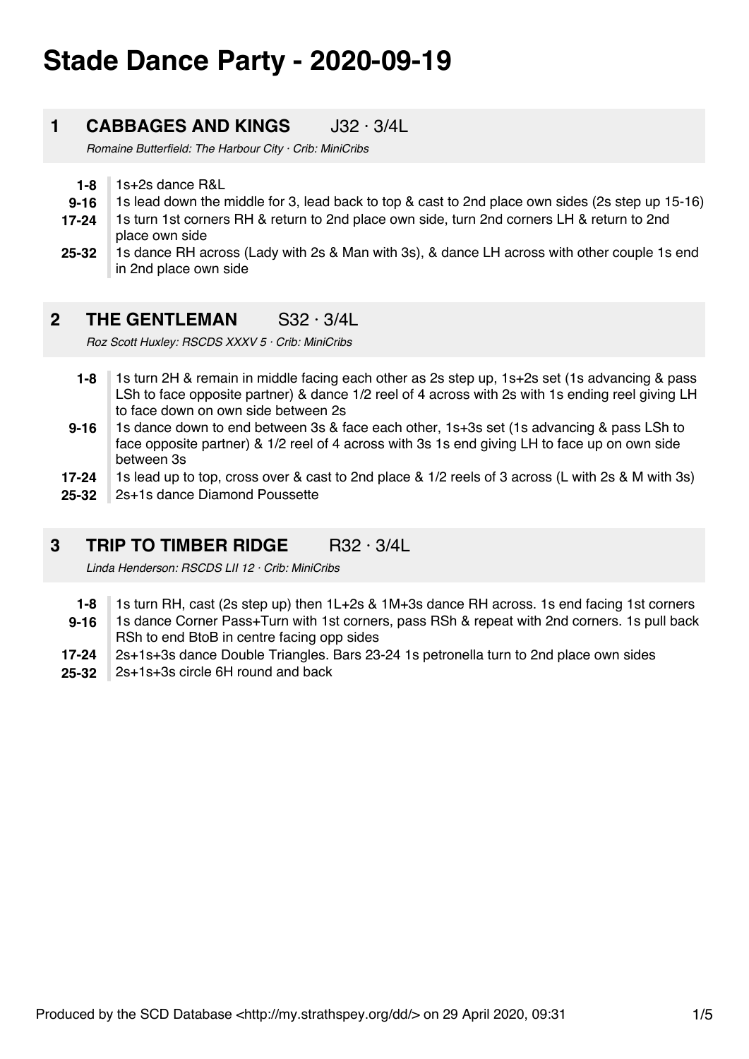# Stade Dance Party - 2020-09-19

## 1 CABBAGES AND KINGS J32 · 3/4L

*Romaine Butterfield: The Harbour City · Crib: MiniCribs*

| | |
|---|---|
| **1-8** | 1s+2s dance R&L |
| **9-16** | 1s lead down the middle for 3, lead back to top & cast to 2nd place own sides (2s step up 15-16) |
| **17-24** | 1s turn 1st corners RH & return to 2nd place own side, turn 2nd corners LH & return to 2nd place own side |
| **25-32** | 1s dance RH across (Lady with 2s & Man with 3s), & dance LH across with other couple 1s end in 2nd place own side |

## 2 THE GENTLEMAN S32 · 3/4L

*Roz Scott Huxley: RSCDS XXXV 5 · Crib: MiniCribs*

| | |
|---|---|
| **1-8** | 1s turn 2H & remain in middle facing each other as 2s step up, 1s+2s set (1s advancing & pass LSh to face opposite partner) & dance 1/2 reel of 4 across with 2s with 1s ending reel giving LH to face down on own side between 2s |
| **9-16** | 1s dance down to end between 3s & face each other, 1s+3s set (1s advancing & pass LSh to face opposite partner) & 1/2 reel of 4 across with 3s 1s end giving LH to face up on own side between 3s |
| **17-24** | 1s lead up to top, cross over & cast to 2nd place & 1/2 reels of 3 across (L with 2s & M with 3s) |
| **25-32** | 2s+1s dance Diamond Poussette |

## 3 TRIP TO TIMBER RIDGE R32 · 3/4L

*Linda Henderson: RSCDS LII 12 · Crib: MiniCribs*

| | |
|---|---|
| **1-8** | 1s turn RH, cast (2s step up) then 1L+2s & 1M+3s dance RH across. 1s end facing 1st corners |
| **9-16** | 1s dance Corner Pass+Turn with 1st corners, pass RSh & repeat with 2nd corners. 1s pull back RSh to end BtoB in centre facing opp sides |
| **17-24** | 2s+1s+3s dance Double Triangles. Bars 23-24 1s petronella turn to 2nd place own sides |
| **25-32** | 2s+1s+3s circle 6H round and back |

Produced by the SCD Database <http://my.strathspey.org/dd/> on 29 April 2020, 09:31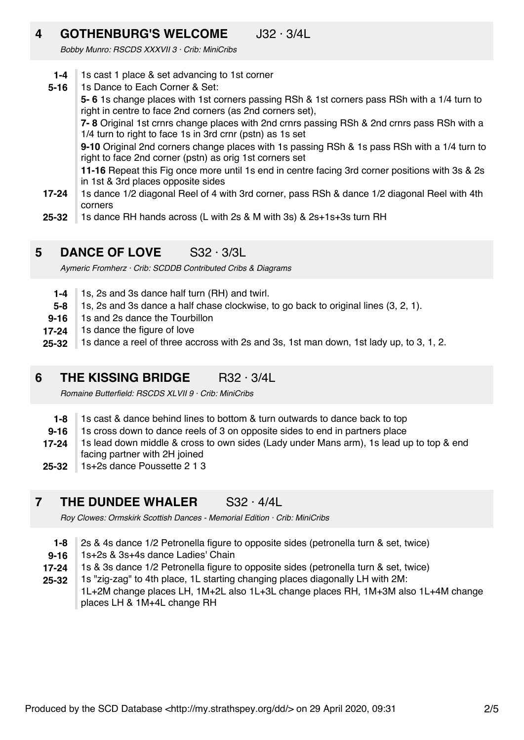## 4 GOTHENBURG'S WELCOME J32 · 3/4L

*Bobby Munro: RSCDS XXXVII 3 · Crib: MiniCribs*

**1-4** 1s cast 1 place & set advancing to 1st corner

**5-16** 1s Dance to Each Corner & Set:

**5- 6** 1s change places with 1st corners passing RSh & 1st corners pass RSh with a 1/4 turn to right in centre to face 2nd corners (as 2nd corners set),

**7- 8** Original 1st crnrs change places with 2nd crnrs passing RSh & 2nd crnrs pass RSh with a 1/4 turn to right to face 1s in 3rd crnr (pstn) as 1s set

**9-10** Original 2nd corners change places with 1s passing RSh & 1s pass RSh with a 1/4 turn to right to face 2nd corner (pstn) as orig 1st corners set

**11-16** Repeat this Fig once more until 1s end in centre facing 3rd corner positions with 3s & 2s in 1st & 3rd places opposite sides

**17-24** 1s dance 1/2 diagonal Reel of 4 with 3rd corner, pass RSh & dance 1/2 diagonal Reel with 4th corners

**25-32** 1s dance RH hands across (L with 2s & M with 3s) & 2s+1s+3s turn RH

## 5 DANCE OF LOVE S32 · 3/3L

*Aymeric Fromherz · Crib: SCDDB Contributed Cribs & Diagrams*

**1-4** 1s, 2s and 3s dance half turn (RH) and twirl.

**5-8** 1s, 2s and 3s dance a half chase clockwise, to go back to original lines (3, 2, 1).

**9-16** 1s and 2s dance the Tourbillon

**17-24** 1s dance the figure of love

**25-32** 1s dance a reel of three accross with 2s and 3s, 1st man down, 1st lady up, to 3, 1, 2.

## 6 THE KISSING BRIDGE R32 · 3/4L

*Romaine Butterfield: RSCDS XLVII 9 · Crib: MiniCribs*

**1-8** 1s cast & dance behind lines to bottom & turn outwards to dance back to top

**9-16** 1s cross down to dance reels of 3 on opposite sides to end in partners place

**17-24** 1s lead down middle & cross to own sides (Lady under Mans arm), 1s lead up to top & end facing partner with 2H joined

**25-32** 1s+2s dance Poussette 2 1 3

## 7 THE DUNDEE WHALER S32 · 4/4L

*Roy Clowes: Ormskirk Scottish Dances - Memorial Edition · Crib: MiniCribs*

**1-8** 2s & 4s dance 1/2 Petronella figure to opposite sides (petronella turn & set, twice)

**9-16** 1s+2s & 3s+4s dance Ladies' Chain

**17-24** 1s & 3s dance 1/2 Petronella figure to opposite sides (petronella turn & set, twice)

**25-32** 1s "zig-zag" to 4th place, 1L starting changing places diagonally LH with 2M:
1L+2M change places LH, 1M+2L also 1L+3L change places RH, 1M+3M also 1L+4M change places LH & 1M+4L change RH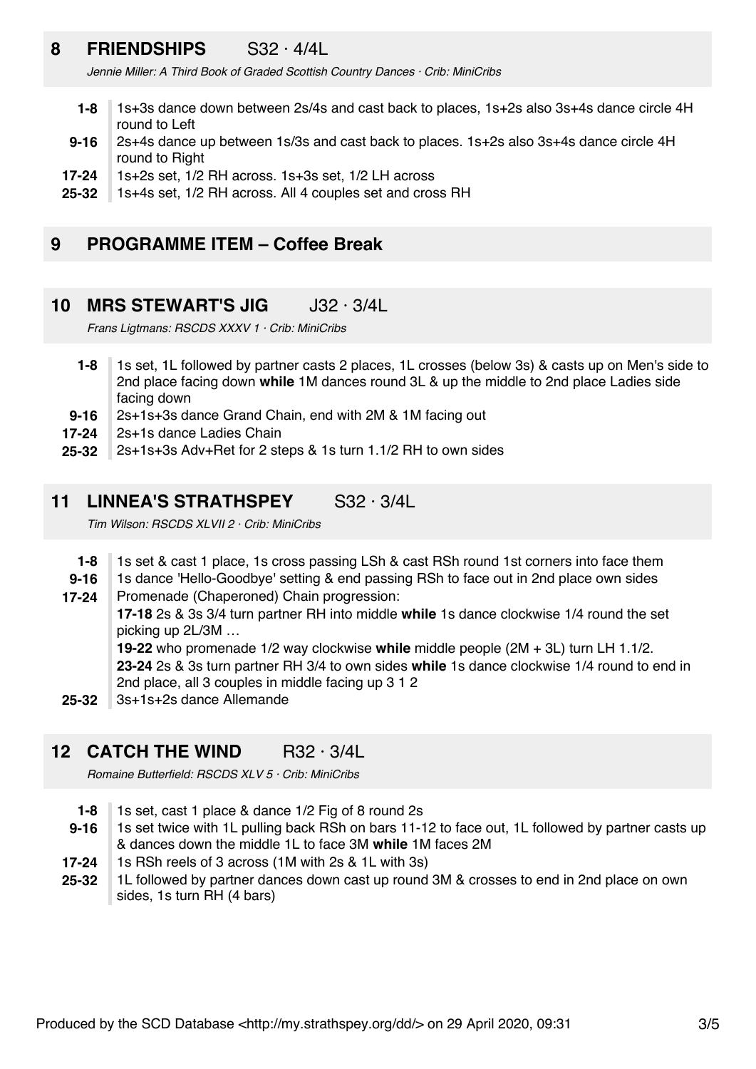## 8 FRIENDSHIPS S32 · 4/4L

*Jennie Miller: A Third Book of Graded Scottish Country Dances · Crib: MiniCribs*

**1-8** 1s+3s dance down between 2s/4s and cast back to places, 1s+2s also 3s+4s dance circle 4H round to Left

**9-16** 2s+4s dance up between 1s/3s and cast back to places. 1s+2s also 3s+4s dance circle 4H round to Right

**17-24** 1s+2s set, 1/2 RH across. 1s+3s set, 1/2 LH across

**25-32** 1s+4s set, 1/2 RH across. All 4 couples set and cross RH

## 9 PROGRAMME ITEM – Coffee Break

## 10 MRS STEWART'S JIG J32 · 3/4L

*Frans Ligtmans: RSCDS XXXV 1 · Crib: MiniCribs*

**1-8** 1s set, 1L followed by partner casts 2 places, 1L crosses (below 3s) & casts up on Men's side to 2nd place facing down **while** 1M dances round 3L & up the middle to 2nd place Ladies side facing down

**9-16** 2s+1s+3s dance Grand Chain, end with 2M & 1M facing out

**17-24** 2s+1s dance Ladies Chain

**25-32** 2s+1s+3s Adv+Ret for 2 steps & 1s turn 1.1/2 RH to own sides

## 11 LINNEA'S STRATHSPEY S32 · 3/4L

*Tim Wilson: RSCDS XLVII 2 · Crib: MiniCribs*

**1-8** 1s set & cast 1 place, 1s cross passing LSh & cast RSh round 1st corners into face them

**9-16** 1s dance 'Hello-Goodbye' setting & end passing RSh to face out in 2nd place own sides

**17-24** Promenade (Chaperoned) Chain progression:
**17-18** 2s & 3s 3/4 turn partner RH into middle **while** 1s dance clockwise 1/4 round the set picking up 2L/3M …
**19-22** who promenade 1/2 way clockwise **while** middle people (2M + 3L) turn LH 1.1/2.
**23-24** 2s & 3s turn partner RH 3/4 to own sides **while** 1s dance clockwise 1/4 round to end in 2nd place, all 3 couples in middle facing up 3 1 2

**25-32** 3s+1s+2s dance Allemande

## 12 CATCH THE WIND R32 · 3/4L

*Romaine Butterfield: RSCDS XLV 5 · Crib: MiniCribs*

**1-8** 1s set, cast 1 place & dance 1/2 Fig of 8 round 2s

**9-16** 1s set twice with 1L pulling back RSh on bars 11-12 to face out, 1L followed by partner casts up & dances down the middle 1L to face 3M **while** 1M faces 2M

**17-24** 1s RSh reels of 3 across (1M with 2s & 1L with 3s)

**25-32** 1L followed by partner dances down cast up round 3M & crosses to end in 2nd place on own sides, 1s turn RH (4 bars)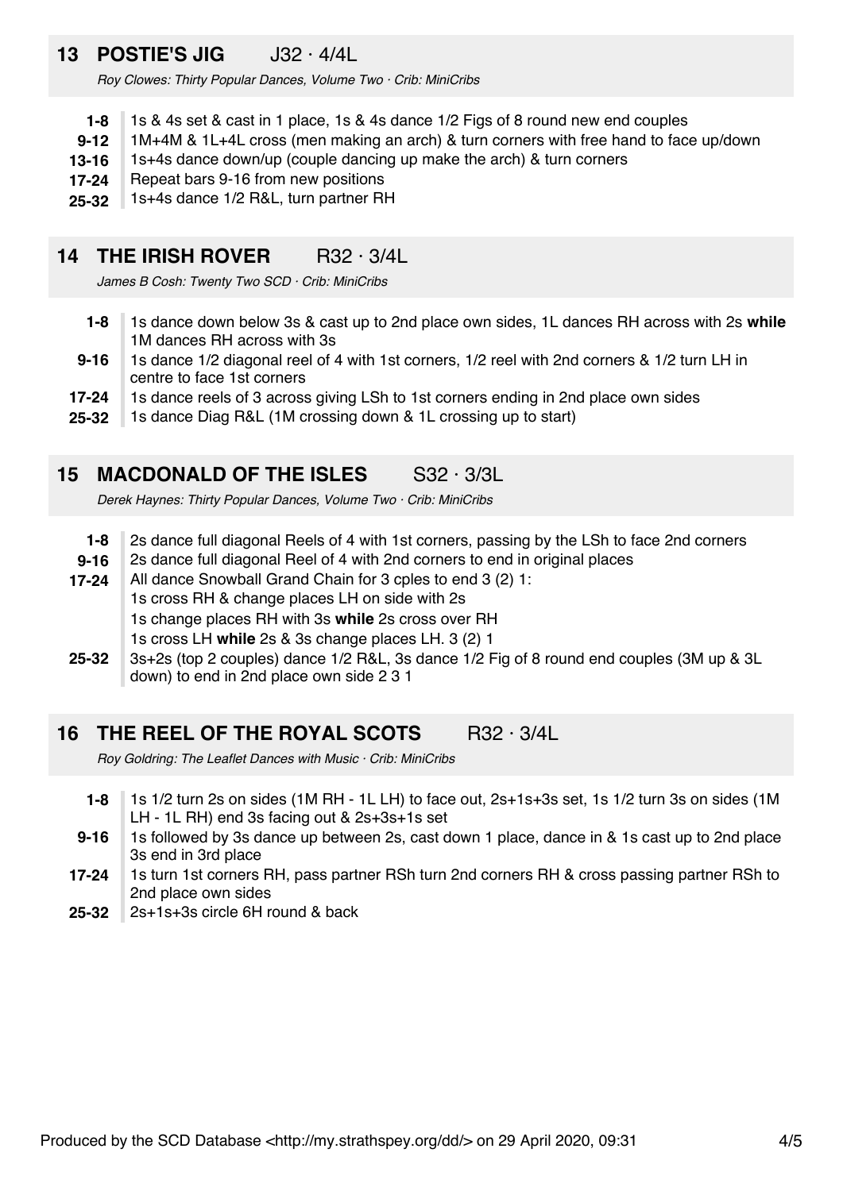## 13 POSTIE'S JIG J32 · 4/4L

*Roy Clowes: Thirty Popular Dances, Volume Two · Crib: MiniCribs*

| | |
|---|---|
| **1-8** | 1s & 4s set & cast in 1 place, 1s & 4s dance 1/2 Figs of 8 round new end couples |
| **9-12** | 1M+4M & 1L+4L cross (men making an arch) & turn corners with free hand to face up/down |
| **13-16** | 1s+4s dance down/up (couple dancing up make the arch) & turn corners |
| **17-24** | Repeat bars 9-16 from new positions |
| **25-32** | 1s+4s dance 1/2 R&L, turn partner RH |

## 14 THE IRISH ROVER R32 · 3/4L

*James B Cosh: Twenty Two SCD · Crib: MiniCribs*

| | |
|---|---|
| **1-8** | 1s dance down below 3s & cast up to 2nd place own sides, 1L dances RH across with 2s **while** 1M dances RH across with 3s |
| **9-16** | 1s dance 1/2 diagonal reel of 4 with 1st corners, 1/2 reel with 2nd corners & 1/2 turn LH in centre to face 1st corners |
| **17-24** | 1s dance reels of 3 across giving LSh to 1st corners ending in 2nd place own sides |
| **25-32** | 1s dance Diag R&L (1M crossing down & 1L crossing up to start) |

## 15 MACDONALD OF THE ISLES S32 · 3/3L

*Derek Haynes: Thirty Popular Dances, Volume Two · Crib: MiniCribs*

| | |
|---|---|
| **1-8** | 2s dance full diagonal Reels of 4 with 1st corners, passing by the LSh to face 2nd corners |
| **9-16** | 2s dance full diagonal Reel of 4 with 2nd corners to end in original places |
| **17-24** | All dance Snowball Grand Chain for 3 cples to end 3 (2) 1:<br>1s cross RH & change places LH on side with 2s<br>1s change places RH with 3s **while** 2s cross over RH<br>1s cross LH **while** 2s & 3s change places LH. 3 (2) 1 |
| **25-32** | 3s+2s (top 2 couples) dance 1/2 R&L, 3s dance 1/2 Fig of 8 round end couples (3M up & 3L down) to end in 2nd place own side 2 3 1 |

## 16 THE REEL OF THE ROYAL SCOTS R32 · 3/4L

*Roy Goldring: The Leaflet Dances with Music · Crib: MiniCribs*

| | |
|---|---|
| **1-8** | 1s 1/2 turn 2s on sides (1M RH - 1L LH) to face out, 2s+1s+3s set, 1s 1/2 turn 3s on sides (1M LH - 1L RH) end 3s facing out & 2s+3s+1s set |
| **9-16** | 1s followed by 3s dance up between 2s, cast down 1 place, dance in & 1s cast up to 2nd place 3s end in 3rd place |
| **17-24** | 1s turn 1st corners RH, pass partner RSh turn 2nd corners RH & cross passing partner RSh to 2nd place own sides |
| **25-32** | 2s+1s+3s circle 6H round & back |

Produced by the SCD Database <http://my.strathspey.org/dd/> on 29 April 2020, 09:31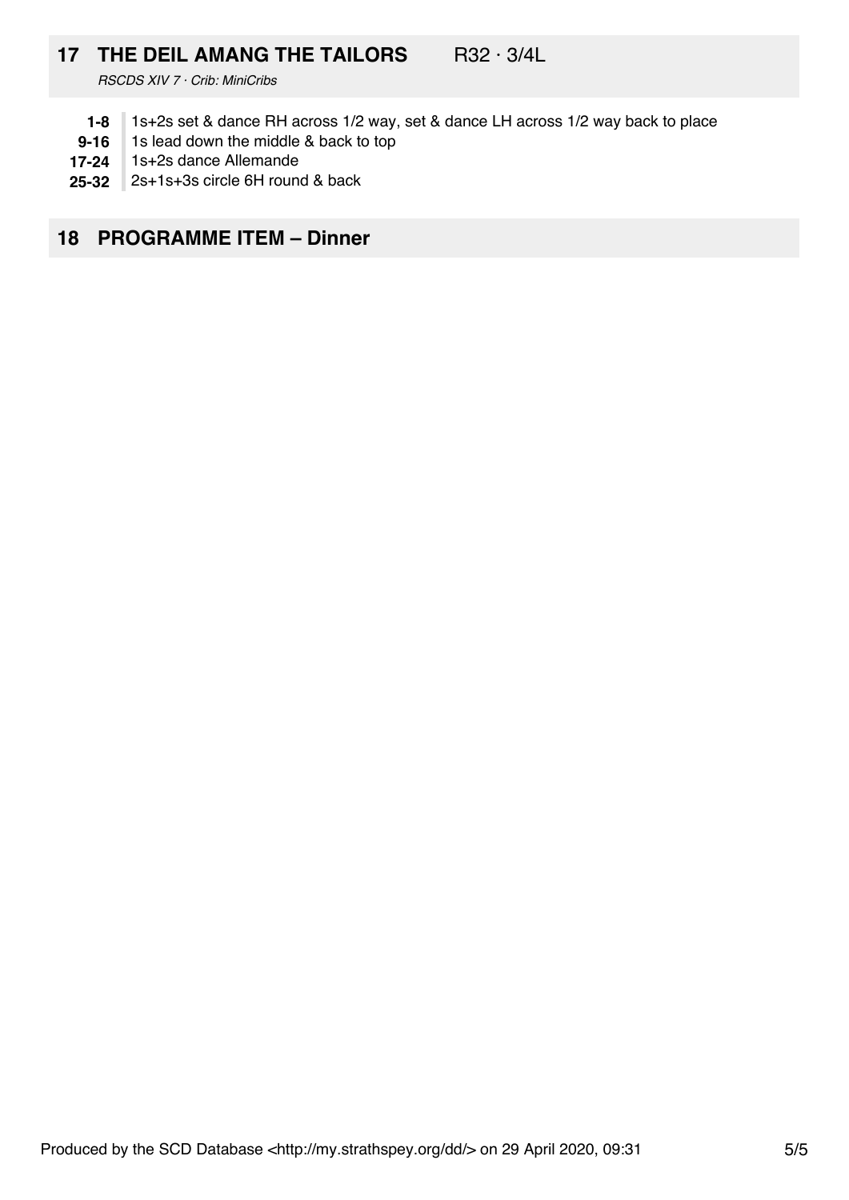## 17 THE DEIL AMANG THE TAILORS R32 · 3/4L

*RSCDS XIV 7 · Crib: MiniCribs*

| | |
|---|---|
| **1-8** | 1s+2s set & dance RH across 1/2 way, set & dance LH across 1/2 way back to place |
| **9-16** | 1s lead down the middle & back to top |
| **17-24** | 1s+2s dance Allemande |
| **25-32** | 2s+1s+3s circle 6H round & back |

## 18 PROGRAMME ITEM – Dinner

Produced by the SCD Database <http://my.strathspey.org/dd/> on 29 April 2020, 09:31